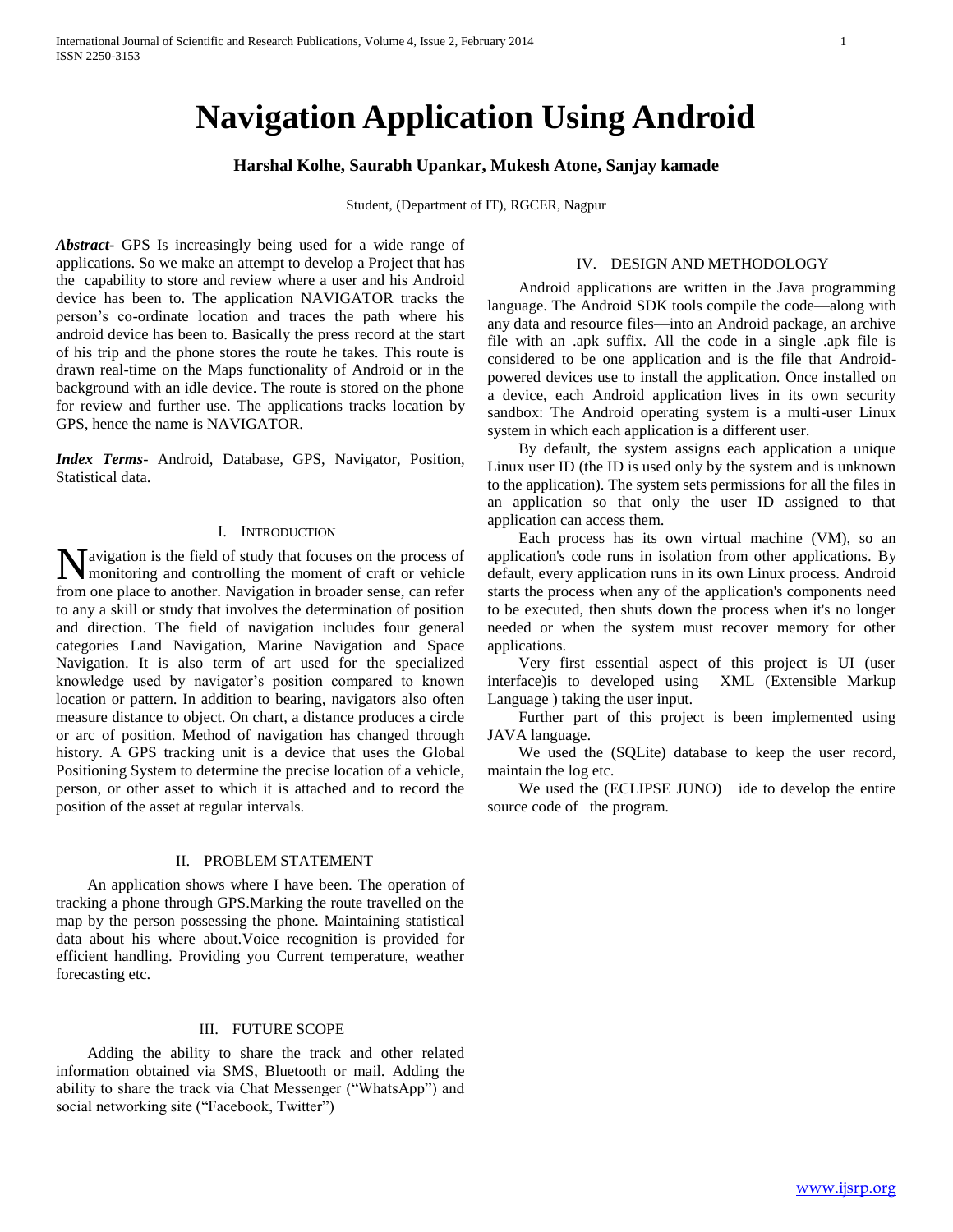# Navigation Application Using Android

**Harshal Kolhe, Saurabh Upankar, Mukesh Atone, Sanjay kamade**

Student, (Department of IT), RGCER, Nagpur

***Abstract***- GPS Is increasingly being used for a wide range of applications. So we make an attempt to develop a Project that has the capability to store and review where a user and his Android device has been to. The application NAVIGATOR tracks the person's co-ordinate location and traces the path where his android device has been to. Basically the press record at the start of his trip and the phone stores the route he takes. This route is drawn real-time on the Maps functionality of Android or in the background with an idle device. The route is stored on the phone for review and further use. The applications tracks location by GPS, hence the name is NAVIGATOR.

***Index Terms***- Android, Database, GPS, Navigator, Position, Statistical data.

## I. Introduction

Navigation is the field of study that focuses on the process of monitoring and controlling the moment of craft or vehicle from one place to another. Navigation in broader sense, can refer to any a skill or study that involves the determination of position and direction. The field of navigation includes four general categories Land Navigation, Marine Navigation and Space Navigation. It is also term of art used for the specialized knowledge used by navigator's position compared to known location or pattern. In addition to bearing, navigators also often measure distance to object. On chart, a distance produces a circle or arc of position. Method of navigation has changed through history. A GPS tracking unit is a device that uses the Global Positioning System to determine the precise location of a vehicle, person, or other asset to which it is attached and to record the position of the asset at regular intervals.

## II. Problem Statement

An application shows where I have been. The operation of tracking a phone through GPS.Marking the route travelled on the map by the person possessing the phone. Maintaining statistical data about his where about.Voice recognition is provided for efficient handling. Providing you Current temperature, weather forecasting etc.

## III. Future Scope

Adding the ability to share the track and other related information obtained via SMS, Bluetooth or mail. Adding the ability to share the track via Chat Messenger ("WhatsApp") and social networking site ("Facebook, Twitter")

## IV. Design and Methodology

Android applications are written in the Java programming language. The Android SDK tools compile the code—along with any data and resource files—into an Android package, an archive file with an .apk suffix. All the code in a single .apk file is considered to be one application and is the file that Android-powered devices use to install the application. Once installed on a device, each Android application lives in its own security sandbox: The Android operating system is a multi-user Linux system in which each application is a different user.

By default, the system assigns each application a unique Linux user ID (the ID is used only by the system and is unknown to the application). The system sets permissions for all the files in an application so that only the user ID assigned to that application can access them.

Each process has its own virtual machine (VM), so an application's code runs in isolation from other applications. By default, every application runs in its own Linux process. Android starts the process when any of the application's components need to be executed, then shuts down the process when it's no longer needed or when the system must recover memory for other applications.

Very first essential aspect of this project is UI (user interface)is to developed using XML (Extensible Markup Language ) taking the user input.

Further part of this project is been implemented using JAVA language.

We used the (SQLite) database to keep the user record, maintain the log etc.

We used the (ECLIPSE JUNO) ide to develop the entire source code of the program.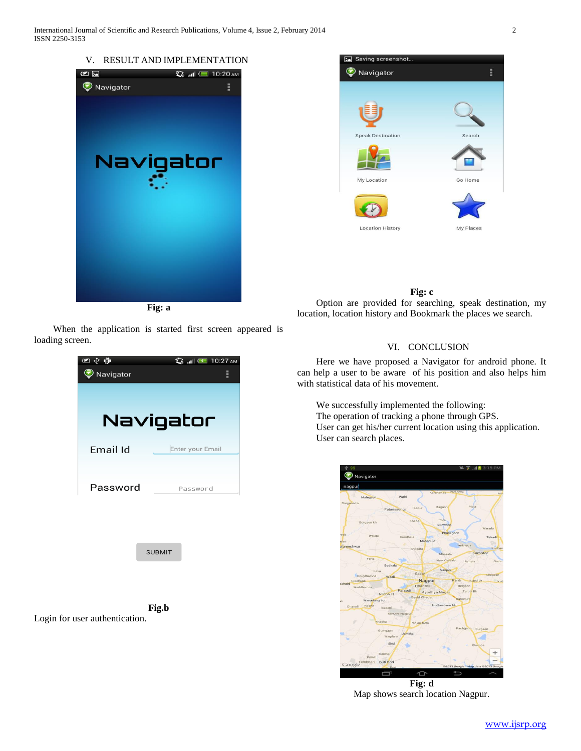## V. RESULT AND IMPLEMENTATION

**Fig: a**

When the application is started first screen appeared is loading screen.

**Fig.b**

Login for user authentication.

**Fig: c**

Option are provided for searching, speak destination, my location, location history and Bookmark the places we search.

## VI. CONCLUSION

Here we have proposed a Navigator for android phone. It can help a user to be aware of his position and also helps him with statistical data of his movement.

We successfully implemented the following:
The operation of tracking a phone through GPS.
User can get his/her current location using this application.
User can search places.

**Fig: d**

Map shows search location Nagpur.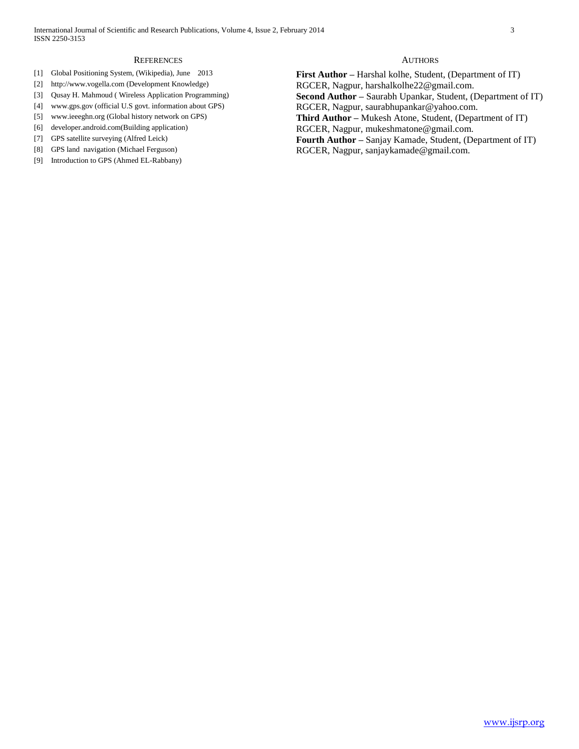## REFERENCES

[1] Global Positioning System, (Wikipedia), June 2013

[2] http://www.vogella.com (Development Knowledge)

[3] Qusay H. Mahmoud ( Wireless Application Programming)

[4] www.gps.gov (official U.S govt. information about GPS)

[5] www.ieeeghn.org (Global history network on GPS)

[6] developer.android.com(Building application)

[7] GPS satellite surveying (Alfred Leick)

[8] GPS land navigation (Michael Ferguson)

[9] Introduction to GPS (Ahmed EL-Rabbany)

## AUTHORS

**First Author** – Harshal kolhe, Student, (Department of IT) RGCER, Nagpur, harshalkolhe22@gmail.com.

**Second Author** – Saurabh Upankar, Student, (Department of IT) RGCER, Nagpur, saurabhupankar@yahoo.com.

**Third Author** – Mukesh Atone, Student, (Department of IT) RGCER, Nagpur, mukeshmatone@gmail.com.

**Fourth Author** – Sanjay Kamade, Student, (Department of IT) RGCER, Nagpur, sanjaykamade@gmail.com.